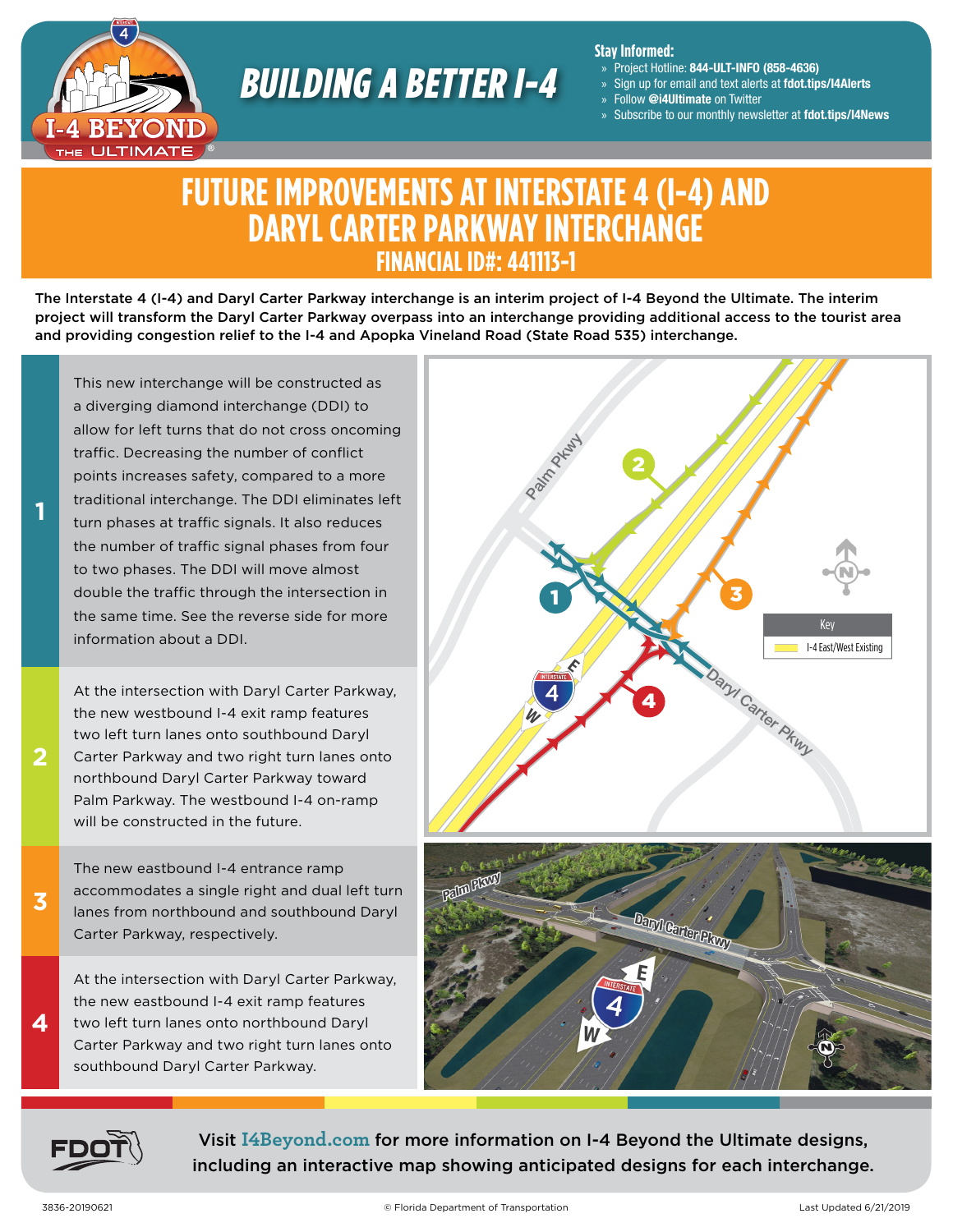# BUILDING A BETTER I-4

**Stay Informed:**

- » Project Hotline: **844-ULT-INFO (858-4636)**
- » Sign up for email and text alerts at **fdot.tips/I4Alerts**
- » Follow **@i4Ultimate** on Twitter
- » Subscribe to our monthly newsletter at **fdot.tips/I4News**

# FUTURE IMPROVEMENTS AT INTERSTATE 4 (I-4) AND DARYL CARTER PARKWAY INTERCHANGE

## FINANCIAL ID#: 441113-1

The Interstate 4 (I-4) and Daryl Carter Parkway interchange is an interim project of I-4 Beyond the Ultimate. The interim project will transform the Daryl Carter Parkway overpass into an interchange providing additional access to the tourist area and providing congestion relief to the I-4 and Apopka Vineland Road (State Road 535) interchange.

**1** This new interchange will be constructed as a diverging diamond interchange (DDI) to allow for left turns that do not cross oncoming traffic. Decreasing the number of conflict points increases safety, compared to a more traditional interchange. The DDI eliminates left turn phases at traffic signals. It also reduces the number of traffic signal phases from four to two phases. The DDI will move almost double the traffic through the intersection in the same time. See the reverse side for more information about a DDI.

**2** At the intersection with Daryl Carter Parkway, the new westbound I-4 exit ramp features two left turn lanes onto southbound Daryl Carter Parkway and two right turn lanes onto northbound Daryl Carter Parkway toward Palm Parkway. The westbound I-4 on-ramp will be constructed in the future.

**3** The new eastbound I-4 entrance ramp accommodates a single right and dual left turn lanes from northbound and southbound Daryl Carter Parkway, respectively.

**4** At the intersection with Daryl Carter Parkway, the new eastbound I-4 exit ramp features two left turn lanes onto northbound Daryl Carter Parkway and two right turn lanes onto southbound Daryl Carter Parkway.

Key: I-4 East/West Existing

Visit I4Beyond.com for more information on I-4 Beyond the Ultimate designs, including an interactive map showing anticipated designs for each interchange.

3836-20190621 © Florida Department of Transportation Last Updated 6/21/2019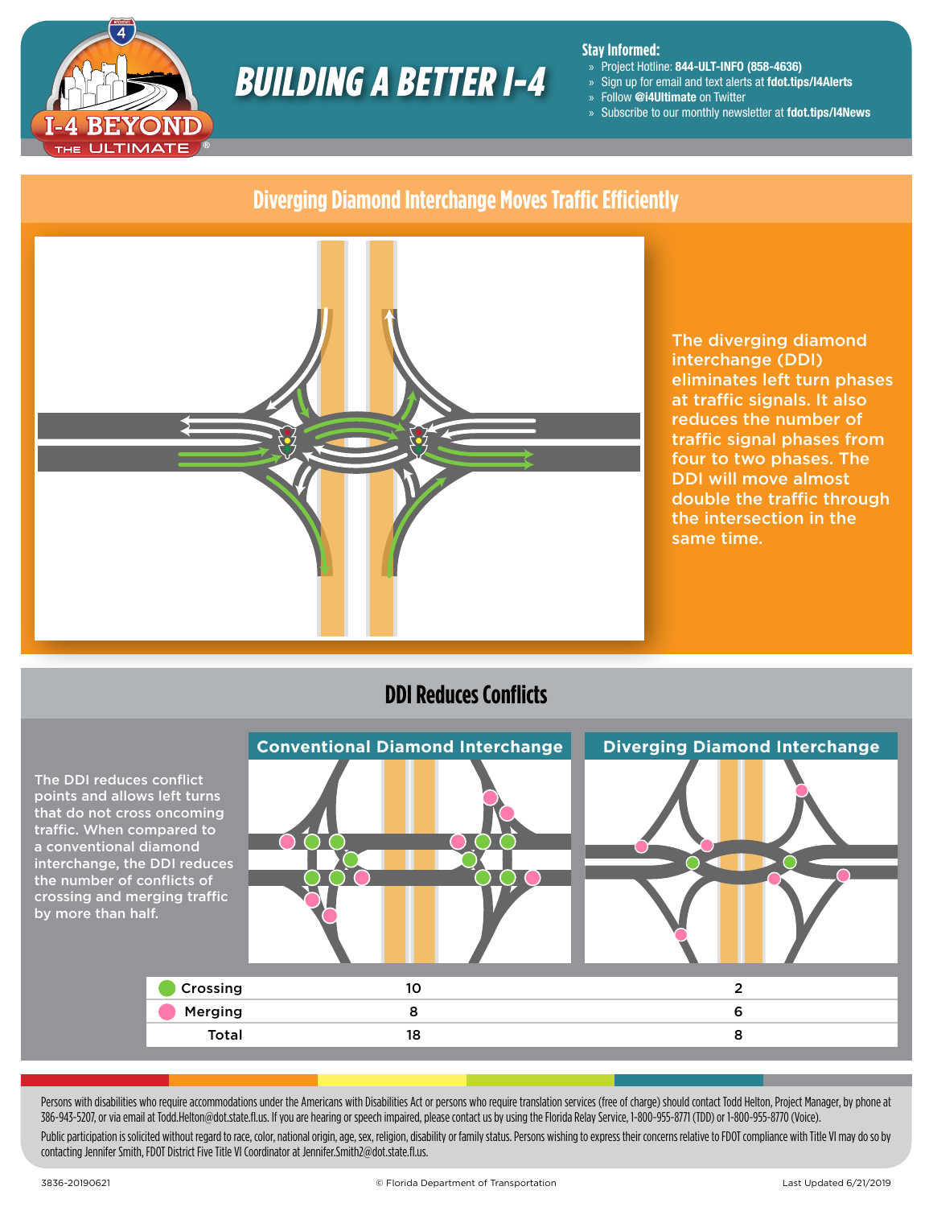# BUILDING A BETTER I-4

**Stay Informed:**

- Project Hotline: **844-ULT-INFO (858-4636)**
- Sign up for email and text alerts at **fdot.tips/I4Alerts**
- Follow **@i4Ultimate** on Twitter
- Subscribe to our monthly newsletter at **fdot.tips/I4News**

## Diverging Diamond Interchange Moves Traffic Efficiently

The diverging diamond interchange (DDI) eliminates left turn phases at traffic signals. It also reduces the number of traffic signal phases from four to two phases. The DDI will move almost double the traffic through the intersection in the same time.

## DDI Reduces Conflicts

The DDI reduces conflict points and allows left turns that do not cross oncoming traffic. When compared to a conventional diamond interchange, the DDI reduces the number of conflicts of crossing and merging traffic by more than half.

| | Conventional Diamond Interchange | Diverging Diamond Interchange |
|---|---|---|
| Crossing | 10 | 2 |
| Merging | 8 | 6 |
| Total | 18 | 8 |

Persons with disabilities who require accommodations under the Americans with Disabilities Act or persons who require translation services (free of charge) should contact Todd Helton, Project Manager, by phone at 386-943-5207, or via email at Todd.Helton@dot.state.fl.us. If you are hearing or speech impaired, please contact us by using the Florida Relay Service, 1-800-955-8771 (TDD) or 1-800-955-8770 (Voice).

Public participation is solicited without regard to race, color, national origin, age, sex, religion, disability or family status. Persons wishing to express their concerns relative to FDOT compliance with Title VI may do so by contacting Jennifer Smith, FDOT District Five Title VI Coordinator at Jennifer.Smith2@dot.state.fl.us.

3836-20190621 © Florida Department of Transportation Last Updated 6/21/2019